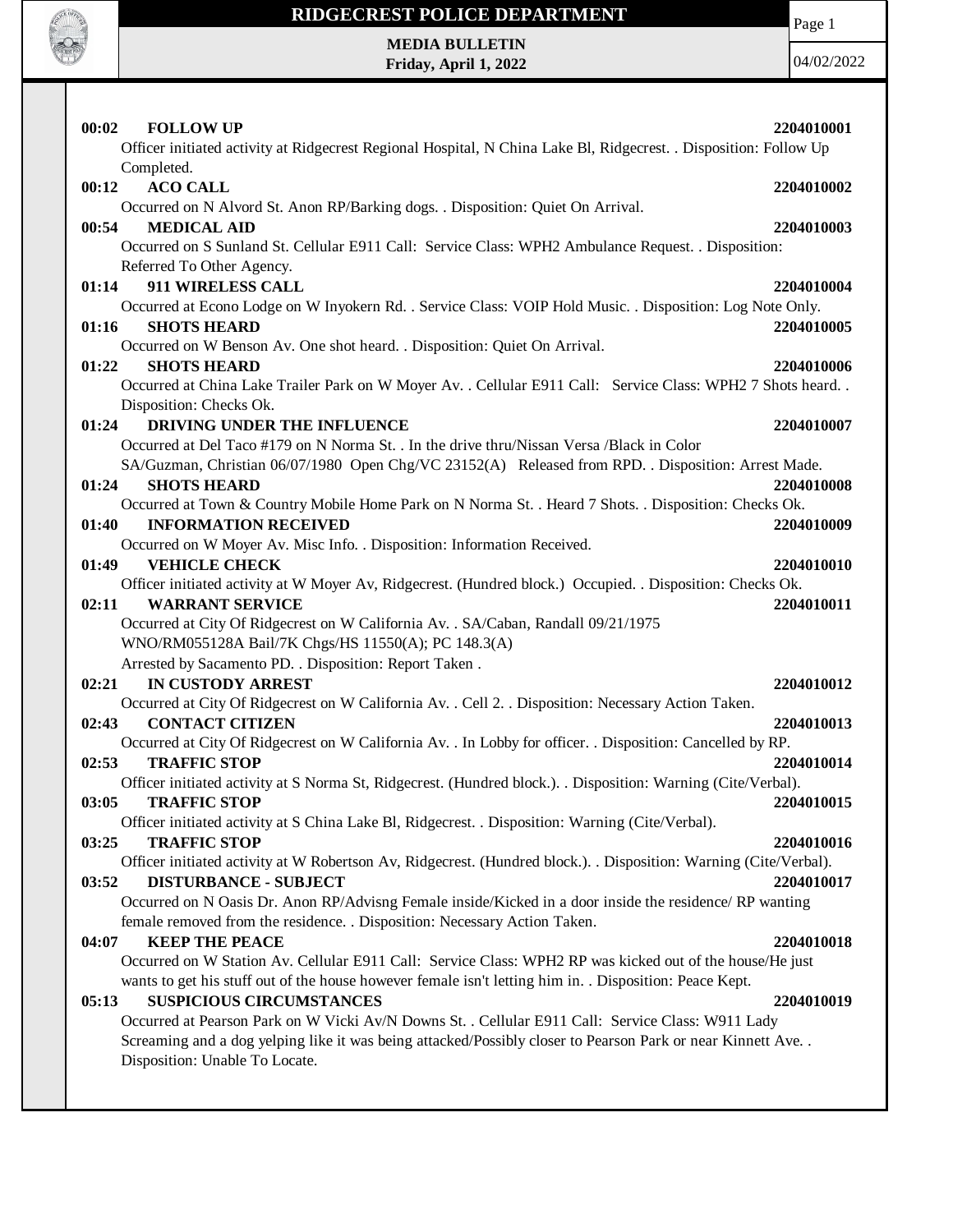# RIDGECREST POLICE DEPARTMENT

**MEDIA BULLETIN**
**Friday, April 1, 2022**

04/02/2022

**00:02 FOLLOW UP** **2204010001**
Officer initiated activity at Ridgecrest Regional Hospital, N China Lake Bl, Ridgecrest. . Disposition: Follow Up Completed.

**00:12 ACO CALL** **2204010002**
Occurred on N Alvord St. Anon RP/Barking dogs. . Disposition: Quiet On Arrival.

**00:54 MEDICAL AID** **2204010003**
Occurred on S Sunland St. Cellular E911 Call: Service Class: WPH2 Ambulance Request. . Disposition: Referred To Other Agency.

**01:14 911 WIRELESS CALL** **2204010004**
Occurred at Econo Lodge on W Inyokern Rd. . Service Class: VOIP Hold Music. . Disposition: Log Note Only.

**01:16 SHOTS HEARD** **2204010005**
Occurred on W Benson Av. One shot heard. . Disposition: Quiet On Arrival.

**01:22 SHOTS HEARD** **2204010006**
Occurred at China Lake Trailer Park on W Moyer Av. . Cellular E911 Call: Service Class: WPH2 7 Shots heard. . Disposition: Checks Ok.

**01:24 DRIVING UNDER THE INFLUENCE** **2204010007**
Occurred at Del Taco #179 on N Norma St. . In the drive thru/Nissan Versa /Black in Color
SA/Guzman, Christian 06/07/1980 Open Chg/VC 23152(A) Released from RPD. . Disposition: Arrest Made.

**01:24 SHOTS HEARD** **2204010008**
Occurred at Town & Country Mobile Home Park on N Norma St. . Heard 7 Shots. . Disposition: Checks Ok.

**01:40 INFORMATION RECEIVED** **2204010009**
Occurred on W Moyer Av. Misc Info. . Disposition: Information Received.

**01:49 VEHICLE CHECK** **2204010010**
Officer initiated activity at W Moyer Av, Ridgecrest. (Hundred block.) Occupied. . Disposition: Checks Ok.

**02:11 WARRANT SERVICE** **2204010011**
Occurred at City Of Ridgecrest on W California Av. . SA/Caban, Randall 09/21/1975
WNO/RM055128A Bail/7K Chgs/HS 11550(A); PC 148.3(A)
Arrested by Sacamento PD. . Disposition: Report Taken .

**02:21 IN CUSTODY ARREST** **2204010012**
Occurred at City Of Ridgecrest on W California Av. . Cell 2. . Disposition: Necessary Action Taken.

**02:43 CONTACT CITIZEN** **2204010013**
Occurred at City Of Ridgecrest on W California Av. . In Lobby for officer. . Disposition: Cancelled by RP.

**02:53 TRAFFIC STOP** **2204010014**
Officer initiated activity at S Norma St, Ridgecrest. (Hundred block.). . Disposition: Warning (Cite/Verbal).

**03:05 TRAFFIC STOP** **2204010015**
Officer initiated activity at S China Lake Bl, Ridgecrest. . Disposition: Warning (Cite/Verbal).

**03:25 TRAFFIC STOP** **2204010016**
Officer initiated activity at W Robertson Av, Ridgecrest. (Hundred block.). . Disposition: Warning (Cite/Verbal).

**03:52 DISTURBANCE - SUBJECT** **2204010017**
Occurred on N Oasis Dr. Anon RP/Advisng Female inside/Kicked in a door inside the residence/ RP wanting female removed from the residence. . Disposition: Necessary Action Taken.

**04:07 KEEP THE PEACE** **2204010018**
Occurred on W Station Av. Cellular E911 Call: Service Class: WPH2 RP was kicked out of the house/He just wants to get his stuff out of the house however female isn't letting him in. . Disposition: Peace Kept.

**05:13 SUSPICIOUS CIRCUMSTANCES** **2204010019**
Occurred at Pearson Park on W Vicki Av/N Downs St. . Cellular E911 Call: Service Class: W911 Lady Screaming and a dog yelping like it was being attacked/Possibly closer to Pearson Park or near Kinnett Ave. . Disposition: Unable To Locate.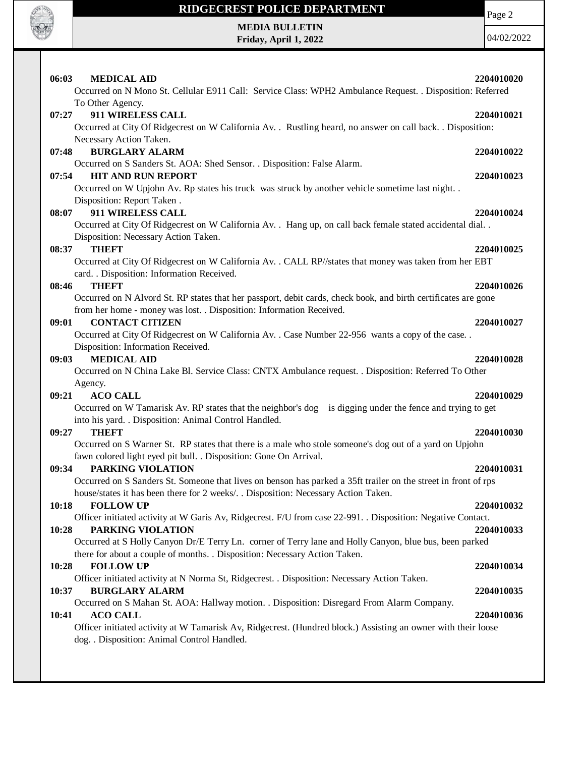**06:03 MEDICAL AID** **2204010020**
Occurred on N Mono St. Cellular E911 Call: Service Class: WPH2 Ambulance Request. . Disposition: Referred To Other Agency.

**07:27 911 WIRELESS CALL** **2204010021**
Occurred at City Of Ridgecrest on W California Av. . Rustling heard, no answer on call back. . Disposition: Necessary Action Taken.

**07:48 BURGLARY ALARM** **2204010022**
Occurred on S Sanders St. AOA: Shed Sensor. . Disposition: False Alarm.

**07:54 HIT AND RUN REPORT** **2204010023**
Occurred on W Upjohn Av. Rp states his truck was struck by another vehicle sometime last night. . Disposition: Report Taken .

**08:07 911 WIRELESS CALL** **2204010024**
Occurred at City Of Ridgecrest on W California Av. . Hang up, on call back female stated accidental dial. . Disposition: Necessary Action Taken.

**08:37 THEFT** **2204010025**
Occurred at City Of Ridgecrest on W California Av. . CALL RP//states that money was taken from her EBT card. . Disposition: Information Received.

**08:46 THEFT** **2204010026**
Occurred on N Alvord St. RP states that her passport, debit cards, check book, and birth certificates are gone from her home - money was lost. . Disposition: Information Received.

**09:01 CONTACT CITIZEN** **2204010027**
Occurred at City Of Ridgecrest on W California Av. . Case Number 22-956 wants a copy of the case. . Disposition: Information Received.

**09:03 MEDICAL AID** **2204010028**
Occurred on N China Lake Bl. Service Class: CNTX Ambulance request. . Disposition: Referred To Other Agency.

**09:21 ACO CALL** **2204010029**
Occurred on W Tamarisk Av. RP states that the neighbor's dog is digging under the fence and trying to get into his yard. . Disposition: Animal Control Handled.

**09:27 THEFT** **2204010030**
Occurred on S Warner St. RP states that there is a male who stole someone's dog out of a yard on Upjohn fawn colored light eyed pit bull. . Disposition: Gone On Arrival.

**09:34 PARKING VIOLATION** **2204010031**
Occurred on S Sanders St. Someone that lives on benson has parked a 35ft trailer on the street in front of rps house/states it has been there for 2 weeks/. . Disposition: Necessary Action Taken.

**10:18 FOLLOW UP** **2204010032**
Officer initiated activity at W Garis Av, Ridgecrest. F/U from case 22-991. . Disposition: Negative Contact.

**10:28 PARKING VIOLATION** **2204010033**
Occurred at S Holly Canyon Dr/E Terry Ln. corner of Terry lane and Holly Canyon, blue bus, been parked there for about a couple of months. . Disposition: Necessary Action Taken.

**10:28 FOLLOW UP** **2204010034**
Officer initiated activity at N Norma St, Ridgecrest. . Disposition: Necessary Action Taken.

**10:37 BURGLARY ALARM** **2204010035**
Occurred on S Mahan St. AOA: Hallway motion. . Disposition: Disregard From Alarm Company.

**10:41 ACO CALL** **2204010036**
Officer initiated activity at W Tamarisk Av, Ridgecrest. (Hundred block.) Assisting an owner with their loose dog. . Disposition: Animal Control Handled.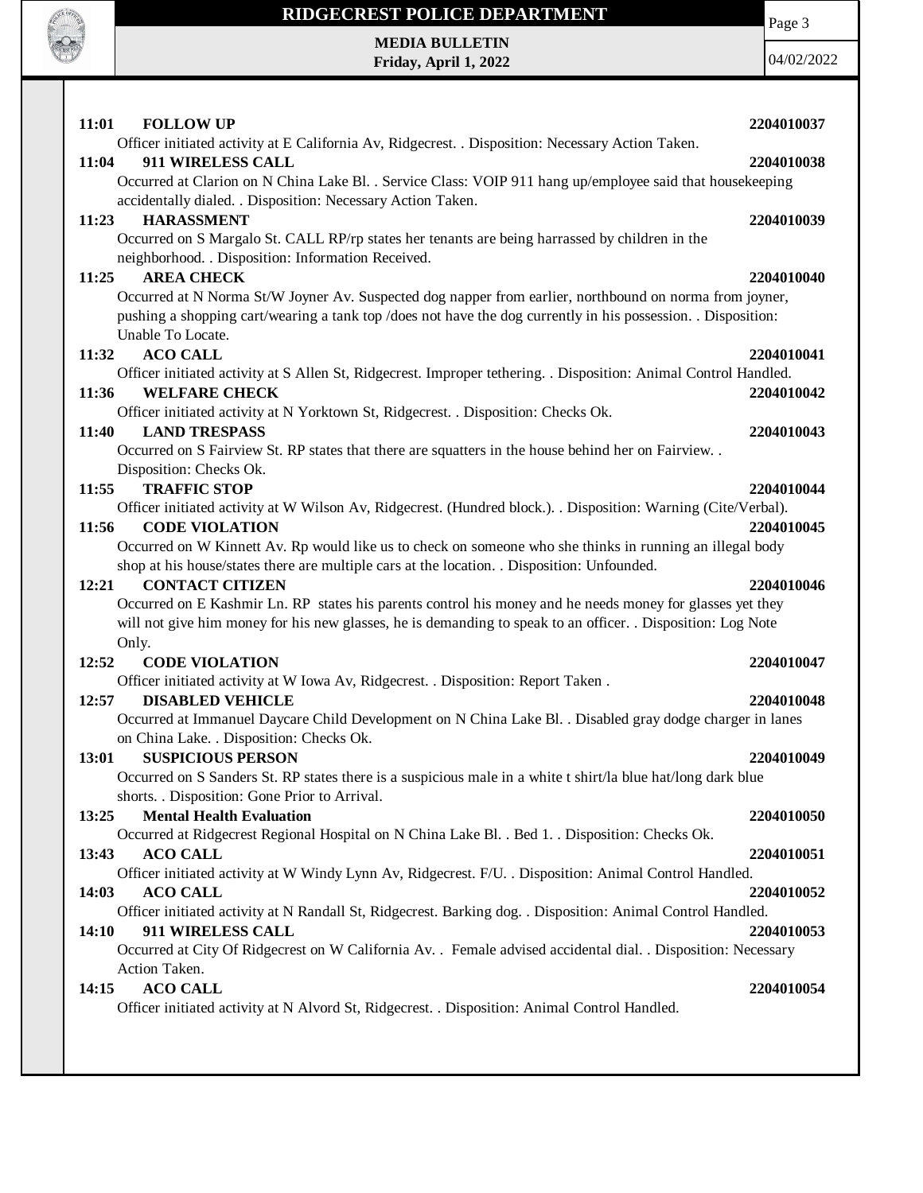**11:01 FOLLOW UP** **2204010037**

Officer initiated activity at E California Av, Ridgecrest. . Disposition: Necessary Action Taken.

**11:04 911 WIRELESS CALL** **2204010038**

Occurred at Clarion on N China Lake Bl. . Service Class: VOIP 911 hang up/employee said that housekeeping accidentally dialed. . Disposition: Necessary Action Taken.

**11:23 HARASSMENT** **2204010039**

Occurred on S Margalo St. CALL RP/rp states her tenants are being harrassed by children in the neighborhood. . Disposition: Information Received.

**11:25 AREA CHECK** **2204010040**

Occurred at N Norma St/W Joyner Av. Suspected dog napper from earlier, northbound on norma from joyner, pushing a shopping cart/wearing a tank top /does not have the dog currently in his possession. . Disposition: Unable To Locate.

**11:32 ACO CALL** **2204010041**

Officer initiated activity at S Allen St, Ridgecrest. Improper tethering. . Disposition: Animal Control Handled.

**11:36 WELFARE CHECK** **2204010042**

Officer initiated activity at N Yorktown St, Ridgecrest. . Disposition: Checks Ok.

**11:40 LAND TRESPASS** **2204010043**

Occurred on S Fairview St. RP states that there are squatters in the house behind her on Fairview. . Disposition: Checks Ok.

**11:55 TRAFFIC STOP** **2204010044**

Officer initiated activity at W Wilson Av, Ridgecrest. (Hundred block.). . Disposition: Warning (Cite/Verbal).

**11:56 CODE VIOLATION** **2204010045**

Occurred on W Kinnett Av. Rp would like us to check on someone who she thinks in running an illegal body shop at his house/states there are multiple cars at the location. . Disposition: Unfounded.

**12:21 CONTACT CITIZEN** **2204010046**

Occurred on E Kashmir Ln. RP states his parents control his money and he needs money for glasses yet they will not give him money for his new glasses, he is demanding to speak to an officer. . Disposition: Log Note Only.

**12:52 CODE VIOLATION** **2204010047**

Officer initiated activity at W Iowa Av, Ridgecrest. . Disposition: Report Taken .

**12:57 DISABLED VEHICLE** **2204010048**

Occurred at Immanuel Daycare Child Development on N China Lake Bl. . Disabled gray dodge charger in lanes on China Lake. . Disposition: Checks Ok.

**13:01 SUSPICIOUS PERSON** **2204010049**

Occurred on S Sanders St. RP states there is a suspicious male in a white t shirt/la blue hat/long dark blue shorts. . Disposition: Gone Prior to Arrival.

**13:25 Mental Health Evaluation** **2204010050**

Occurred at Ridgecrest Regional Hospital on N China Lake Bl. . Bed 1. . Disposition: Checks Ok.

**13:43 ACO CALL** **2204010051**

Officer initiated activity at W Windy Lynn Av, Ridgecrest. F/U. . Disposition: Animal Control Handled.

**14:03 ACO CALL** **2204010052**

Officer initiated activity at N Randall St, Ridgecrest. Barking dog. . Disposition: Animal Control Handled.

**14:10 911 WIRELESS CALL** **2204010053**

Occurred at City Of Ridgecrest on W California Av. . Female advised accidental dial. . Disposition: Necessary Action Taken.

**14:15 ACO CALL** **2204010054**

Officer initiated activity at N Alvord St, Ridgecrest. . Disposition: Animal Control Handled.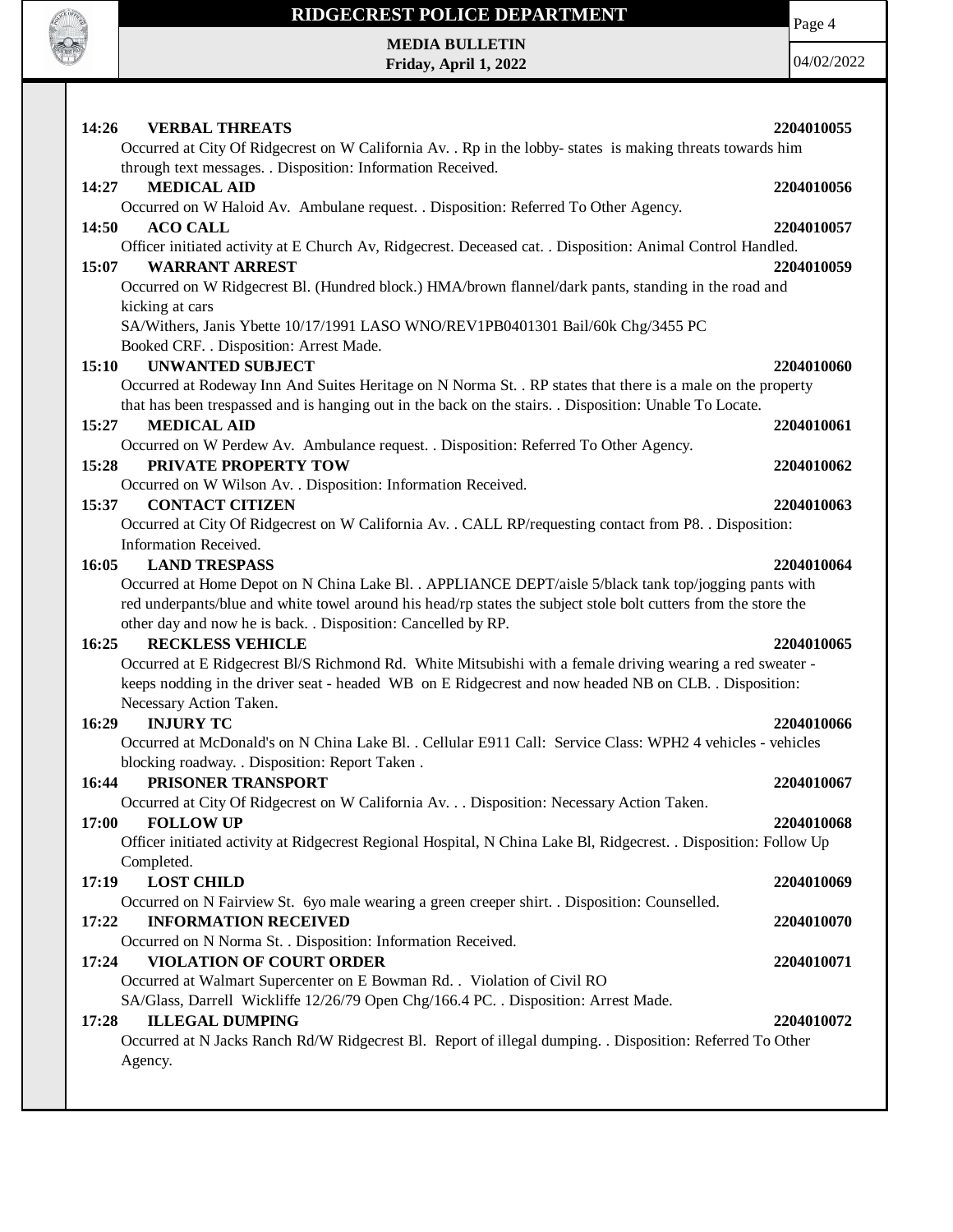**14:26 VERBAL THREATS** **2204010055**

Occurred at City Of Ridgecrest on W California Av. . Rp in the lobby- states is making threats towards him through text messages. . Disposition: Information Received.

**14:27 MEDICAL AID** **2204010056**

Occurred on W Haloid Av. Ambulane request. . Disposition: Referred To Other Agency.

**14:50 ACO CALL** **2204010057**

Officer initiated activity at E Church Av, Ridgecrest. Deceased cat. . Disposition: Animal Control Handled.

**15:07 WARRANT ARREST** **2204010059**

Occurred on W Ridgecrest Bl. (Hundred block.) HMA/brown flannel/dark pants, standing in the road and kicking at cars

SA/Withers, Janis Ybette 10/17/1991 LASO WNO/REV1PB0401301 Bail/60k Chg/3455 PC

Booked CRF. . Disposition: Arrest Made.

**15:10 UNWANTED SUBJECT** **2204010060**

Occurred at Rodeway Inn And Suites Heritage on N Norma St. . RP states that there is a male on the property that has been trespassed and is hanging out in the back on the stairs. . Disposition: Unable To Locate.

**15:27 MEDICAL AID** **2204010061**

Occurred on W Perdew Av. Ambulance request. . Disposition: Referred To Other Agency.

**15:28 PRIVATE PROPERTY TOW** **2204010062**

Occurred on W Wilson Av. . Disposition: Information Received.

**15:37 CONTACT CITIZEN** **2204010063**

Occurred at City Of Ridgecrest on W California Av. . CALL RP/requesting contact from P8. . Disposition: Information Received.

**16:05 LAND TRESPASS** **2204010064**

Occurred at Home Depot on N China Lake Bl. . APPLIANCE DEPT/aisle 5/black tank top/jogging pants with red underpants/blue and white towel around his head/rp states the subject stole bolt cutters from the store the other day and now he is back. . Disposition: Cancelled by RP.

**16:25 RECKLESS VEHICLE** **2204010065**

Occurred at E Ridgecrest Bl/S Richmond Rd. White Mitsubishi with a female driving wearing a red sweater - keeps nodding in the driver seat - headed WB on E Ridgecrest and now headed NB on CLB. . Disposition: Necessary Action Taken.

**16:29 INJURY TC** **2204010066**

Occurred at McDonald's on N China Lake Bl. . Cellular E911 Call: Service Class: WPH2 4 vehicles - vehicles blocking roadway. . Disposition: Report Taken .

**16:44 PRISONER TRANSPORT** **2204010067**

Occurred at City Of Ridgecrest on W California Av. . . Disposition: Necessary Action Taken.

**17:00 FOLLOW UP** **2204010068**

Officer initiated activity at Ridgecrest Regional Hospital, N China Lake Bl, Ridgecrest. . Disposition: Follow Up Completed.

**17:19 LOST CHILD** **2204010069**

Occurred on N Fairview St. 6yo male wearing a green creeper shirt. . Disposition: Counselled.

**17:22 INFORMATION RECEIVED** **2204010070**

Occurred on N Norma St. . Disposition: Information Received.

**17:24 VIOLATION OF COURT ORDER** **2204010071**

Occurred at Walmart Supercenter on E Bowman Rd. . Violation of Civil RO

SA/Glass, Darrell Wickliffe 12/26/79 Open Chg/166.4 PC. . Disposition: Arrest Made.

**17:28 ILLEGAL DUMPING** **2204010072**

Occurred at N Jacks Ranch Rd/W Ridgecrest Bl. Report of illegal dumping. . Disposition: Referred To Other Agency.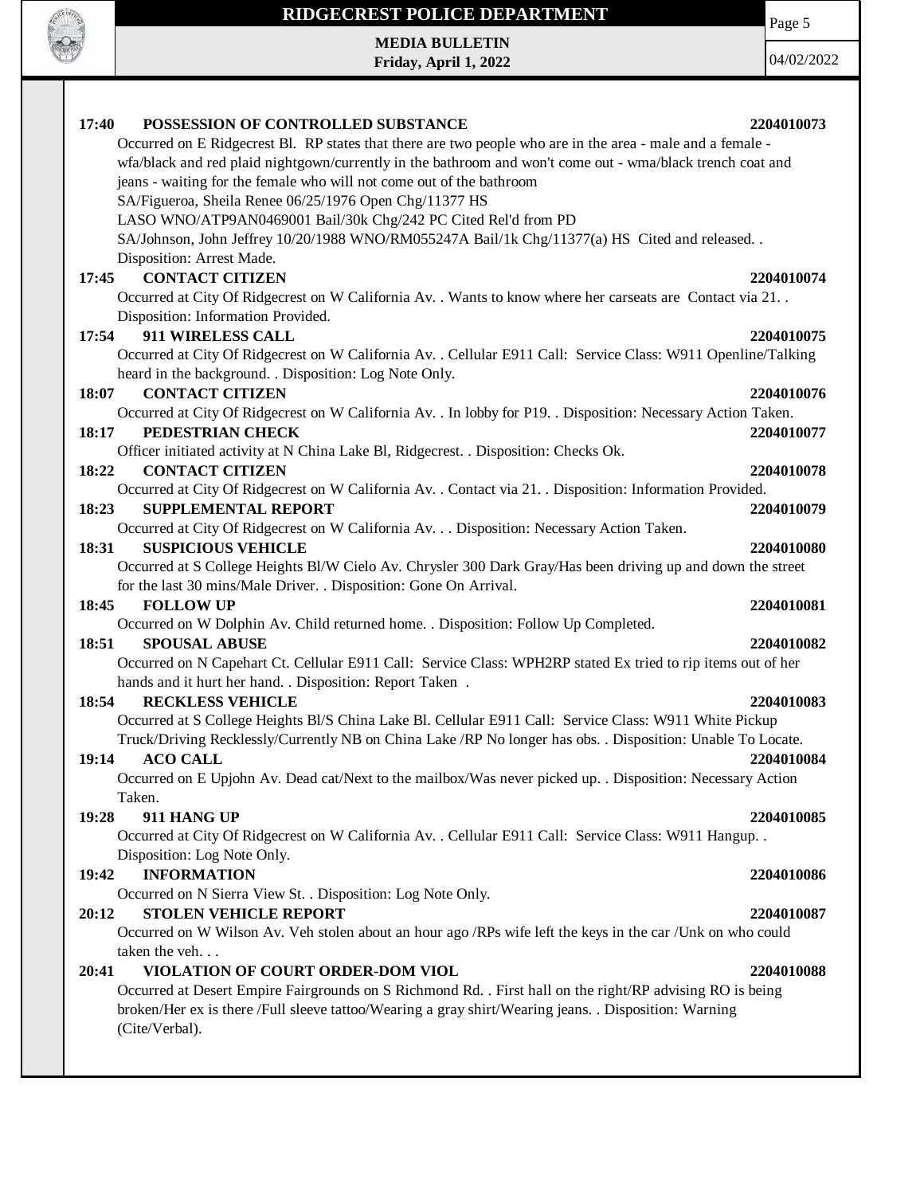**17:40 POSSESSION OF CONTROLLED SUBSTANCE 2204010073**

Occurred on E Ridgecrest Bl. RP states that there are two people who are in the area - male and a female - wfa/black and red plaid nightgown/currently in the bathroom and won't come out - wma/black trench coat and jeans - waiting for the female who will not come out of the bathroom

SA/Figueroa, Sheila Renee 06/25/1976 Open Chg/11377 HS

LASO WNO/ATP9AN0469001 Bail/30k Chg/242 PC Cited Rel'd from PD

SA/Johnson, John Jeffrey 10/20/1988 WNO/RM055247A Bail/1k Chg/11377(a) HS Cited and released. .

Disposition: Arrest Made.

**17:45 CONTACT CITIZEN 2204010074**

Occurred at City Of Ridgecrest on W California Av. . Wants to know where her carseats are Contact via 21. . Disposition: Information Provided.

**17:54 911 WIRELESS CALL 2204010075**

Occurred at City Of Ridgecrest on W California Av. . Cellular E911 Call: Service Class: W911 Openline/Talking heard in the background. . Disposition: Log Note Only.

**18:07 CONTACT CITIZEN 2204010076**

Occurred at City Of Ridgecrest on W California Av. . In lobby for P19. . Disposition: Necessary Action Taken.

**18:17 PEDESTRIAN CHECK 2204010077**

Officer initiated activity at N China Lake Bl, Ridgecrest. . Disposition: Checks Ok.

**18:22 CONTACT CITIZEN 2204010078**

Occurred at City Of Ridgecrest on W California Av. . Contact via 21. . Disposition: Information Provided.

**18:23 SUPPLEMENTAL REPORT 2204010079**

Occurred at City Of Ridgecrest on W California Av. . . Disposition: Necessary Action Taken.

**18:31 SUSPICIOUS VEHICLE 2204010080**

Occurred at S College Heights Bl/W Cielo Av. Chrysler 300 Dark Gray/Has been driving up and down the street for the last 30 mins/Male Driver. . Disposition: Gone On Arrival.

**18:45 FOLLOW UP 2204010081**

Occurred on W Dolphin Av. Child returned home. . Disposition: Follow Up Completed.

**18:51 SPOUSAL ABUSE 2204010082**

Occurred on N Capehart Ct. Cellular E911 Call: Service Class: WPH2RP stated Ex tried to rip items out of her hands and it hurt her hand. . Disposition: Report Taken .

**18:54 RECKLESS VEHICLE 2204010083**

Occurred at S College Heights Bl/S China Lake Bl. Cellular E911 Call: Service Class: W911 White Pickup Truck/Driving Recklessly/Currently NB on China Lake /RP No longer has obs. . Disposition: Unable To Locate.

**19:14 ACO CALL 2204010084**

Occurred on E Upjohn Av. Dead cat/Next to the mailbox/Was never picked up. . Disposition: Necessary Action Taken.

**19:28 911 HANG UP 2204010085**

Occurred at City Of Ridgecrest on W California Av. . Cellular E911 Call: Service Class: W911 Hangup. . Disposition: Log Note Only.

**19:42 INFORMATION 2204010086**

Occurred on N Sierra View St. . Disposition: Log Note Only.

**20:12 STOLEN VEHICLE REPORT 2204010087**

Occurred on W Wilson Av. Veh stolen about an hour ago /RPs wife left the keys in the car /Unk on who could taken the veh. . .

**20:41 VIOLATION OF COURT ORDER-DOM VIOL 2204010088**

Occurred at Desert Empire Fairgrounds on S Richmond Rd. . First hall on the right/RP advising RO is being broken/Her ex is there /Full sleeve tattoo/Wearing a gray shirt/Wearing jeans. . Disposition: Warning (Cite/Verbal).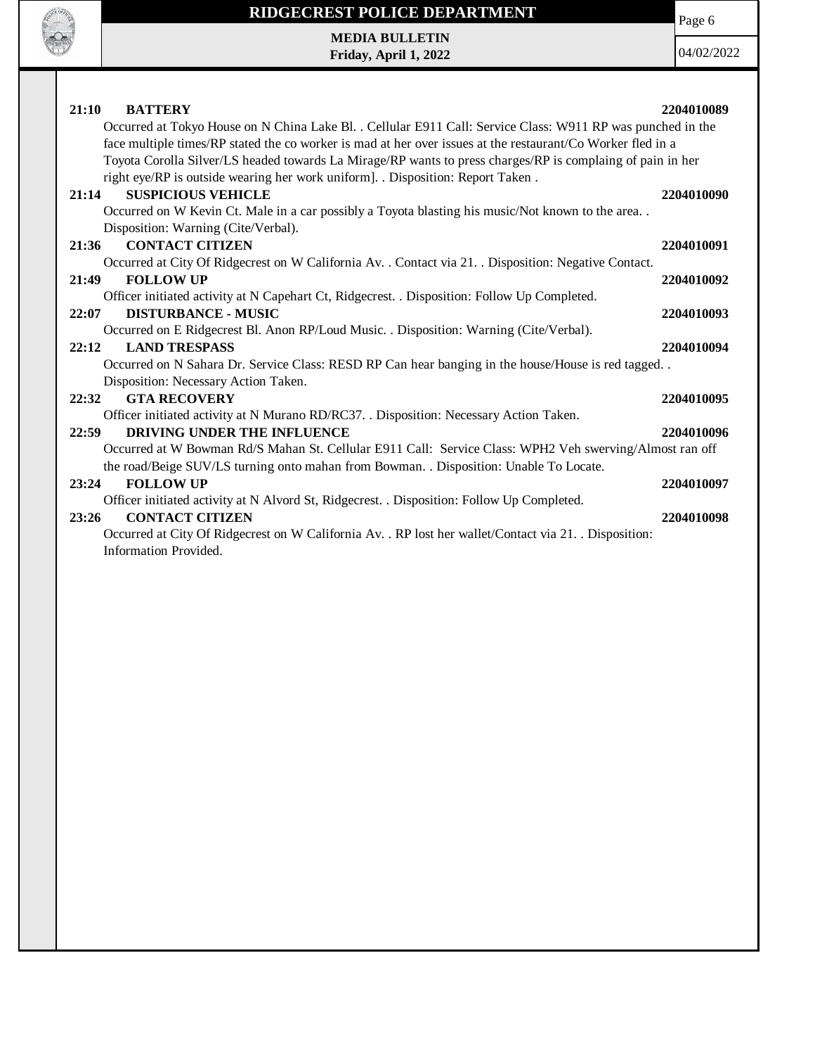**21:10 BATTERY** **2204010089**

Occurred at Tokyo House on N China Lake Bl. . Cellular E911 Call: Service Class: W911 RP was punched in the face multiple times/RP stated the co worker is mad at her over issues at the restaurant/Co Worker fled in a Toyota Corolla Silver/LS headed towards La Mirage/RP wants to press charges/RP is complaing of pain in her right eye/RP is outside wearing her work uniform]. . Disposition: Report Taken .

**21:14 SUSPICIOUS VEHICLE** **2204010090**

Occurred on W Kevin Ct. Male in a car possibly a Toyota blasting his music/Not known to the area. . Disposition: Warning (Cite/Verbal).

**21:36 CONTACT CITIZEN** **2204010091**

Occurred at City Of Ridgecrest on W California Av. . Contact via 21. . Disposition: Negative Contact.

**21:49 FOLLOW UP** **2204010092**

Officer initiated activity at N Capehart Ct, Ridgecrest. . Disposition: Follow Up Completed.

**22:07 DISTURBANCE - MUSIC** **2204010093**

Occurred on E Ridgecrest Bl. Anon RP/Loud Music. . Disposition: Warning (Cite/Verbal).

**22:12 LAND TRESPASS** **2204010094**

Occurred on N Sahara Dr. Service Class: RESD RP Can hear banging in the house/House is red tagged. . Disposition: Necessary Action Taken.

**22:32 GTA RECOVERY** **2204010095**

Officer initiated activity at N Murano RD/RC37. . Disposition: Necessary Action Taken.

**22:59 DRIVING UNDER THE INFLUENCE** **2204010096**

Occurred at W Bowman Rd/S Mahan St. Cellular E911 Call: Service Class: WPH2 Veh swerving/Almost ran off the road/Beige SUV/LS turning onto mahan from Bowman. . Disposition: Unable To Locate.

**23:24 FOLLOW UP** **2204010097**

Officer initiated activity at N Alvord St, Ridgecrest. . Disposition: Follow Up Completed.

**23:26 CONTACT CITIZEN** **2204010098**

Occurred at City Of Ridgecrest on W California Av. . RP lost her wallet/Contact via 21. . Disposition: Information Provided.